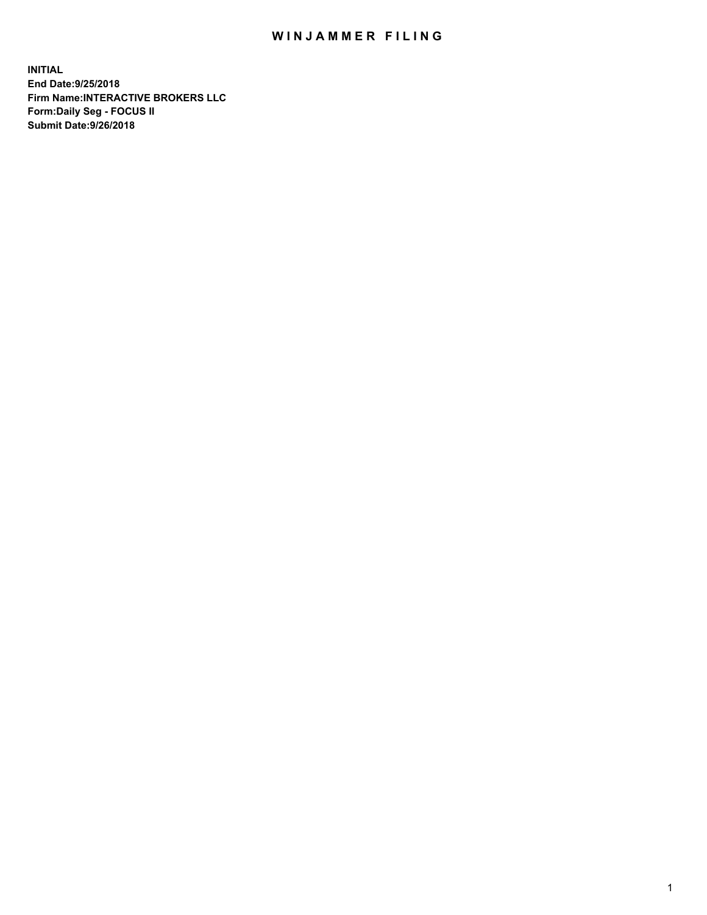# WINJAMMER FILING

**INITIAL**
**End Date:9/25/2018**
**Firm Name:INTERACTIVE BROKERS LLC**
**Form:Daily Seg - FOCUS II**
**Submit Date:9/26/2018**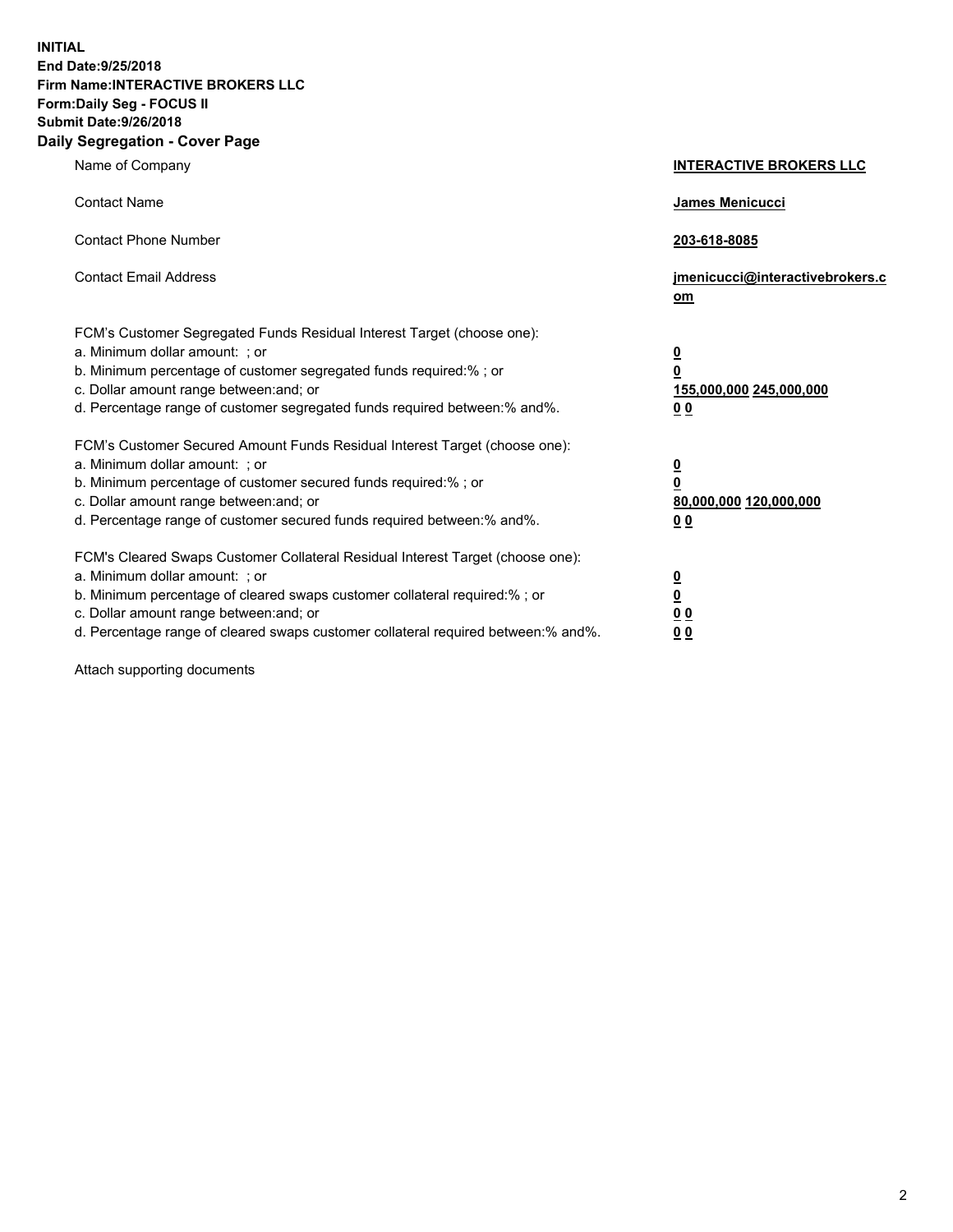**INITIAL**
**End Date:9/25/2018**
**Firm Name:INTERACTIVE BROKERS LLC**
**Form:Daily Seg - FOCUS II**
**Submit Date:9/26/2018**

## Daily Segregation - Cover Page

| | |
|---|---|
| Name of Company | **INTERACTIVE BROKERS LLC** |
| Contact Name | **James Menicucci** |
| Contact Phone Number | **203-618-8085** |
| Contact Email Address | **jmenicucci@interactivebrokers.com** |

FCM's Customer Segregated Funds Residual Interest Target (choose one):

| | |
|---|---|
| a. Minimum dollar amount: ; or | **0** |
| b. Minimum percentage of customer segregated funds required:% ; or | **0** |
| c. Dollar amount range between:and; or | **155,000,000 245,000,000** |
| d. Percentage range of customer segregated funds required between:% and%. | **0 0** |

FCM's Customer Secured Amount Funds Residual Interest Target (choose one):

| | |
|---|---|
| a. Minimum dollar amount: ; or | **0** |
| b. Minimum percentage of customer secured funds required:% ; or | **0** |
| c. Dollar amount range between:and; or | **80,000,000 120,000,000** |
| d. Percentage range of customer secured funds required between:% and%. | **0 0** |

FCM's Cleared Swaps Customer Collateral Residual Interest Target (choose one):

| | |
|---|---|
| a. Minimum dollar amount: ; or | **0** |
| b. Minimum percentage of cleared swaps customer collateral required:% ; or | **0** |
| c. Dollar amount range between:and; or | **0 0** |
| d. Percentage range of cleared swaps customer collateral required between:% and%. | **0 0** |

Attach supporting documents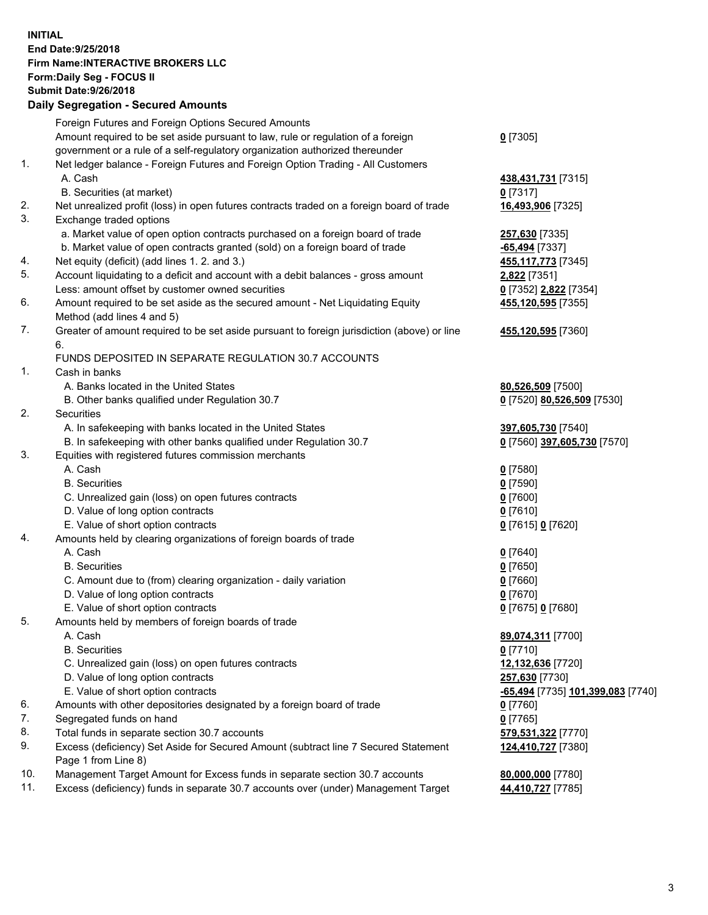**INITIAL**
**End Date:9/25/2018**
**Firm Name:INTERACTIVE BROKERS LLC**
**Form:Daily Seg - FOCUS II**
**Submit Date:9/26/2018**

## Daily Segregation - Secured Amounts

| | | |
|---|---|---|
| | Foreign Futures and Foreign Options Secured Amounts | |
| | Amount required to be set aside pursuant to law, rule or regulation of a foreign government or a rule of a self-regulatory organization authorized thereunder | **0** [7305] |
| 1. | Net ledger balance - Foreign Futures and Foreign Option Trading - All Customers | |
| | A. Cash | **438,431,731** [7315] |
| | B. Securities (at market) | **0** [7317] |
| 2. | Net unrealized profit (loss) in open futures contracts traded on a foreign board of trade | **16,493,906** [7325] |
| 3. | Exchange traded options | |
| | a. Market value of open option contracts purchased on a foreign board of trade | **257,630** [7335] |
| | b. Market value of open contracts granted (sold) on a foreign board of trade | **-65,494** [7337] |
| 4. | Net equity (deficit) (add lines 1. 2. and 3.) | **455,117,773** [7345] |
| 5. | Account liquidating to a deficit and account with a debit balances - gross amount | **2,822** [7351] |
| | Less: amount offset by customer owned securities | **0** [7352] **2,822** [7354] |
| 6. | Amount required to be set aside as the secured amount - Net Liquidating Equity Method (add lines 4 and 5) | **455,120,595** [7355] |
| 7. | Greater of amount required to be set aside pursuant to foreign jurisdiction (above) or line 6. | **455,120,595** [7360] |
| | FUNDS DEPOSITED IN SEPARATE REGULATION 30.7 ACCOUNTS | |
| 1. | Cash in banks | |
| | A. Banks located in the United States | **80,526,509** [7500] |
| | B. Other banks qualified under Regulation 30.7 | **0** [7520] **80,526,509** [7530] |
| 2. | Securities | |
| | A. In safekeeping with banks located in the United States | **397,605,730** [7540] |
| | B. In safekeeping with other banks qualified under Regulation 30.7 | **0** [7560] **397,605,730** [7570] |
| 3. | Equities with registered futures commission merchants | |
| | A. Cash | **0** [7580] |
| | B. Securities | **0** [7590] |
| | C. Unrealized gain (loss) on open futures contracts | **0** [7600] |
| | D. Value of long option contracts | **0** [7610] |
| | E. Value of short option contracts | **0** [7615] **0** [7620] |
| 4. | Amounts held by clearing organizations of foreign boards of trade | |
| | A. Cash | **0** [7640] |
| | B. Securities | **0** [7650] |
| | C. Amount due to (from) clearing organization - daily variation | **0** [7660] |
| | D. Value of long option contracts | **0** [7670] |
| | E. Value of short option contracts | **0** [7675] **0** [7680] |
| 5. | Amounts held by members of foreign boards of trade | |
| | A. Cash | **89,074,311** [7700] |
| | B. Securities | **0** [7710] |
| | C. Unrealized gain (loss) on open futures contracts | **12,132,636** [7720] |
| | D. Value of long option contracts | **257,630** [7730] |
| | E. Value of short option contracts | **-65,494** [7735] **101,399,083** [7740] |
| 6. | Amounts with other depositories designated by a foreign board of trade | **0** [7760] |
| 7. | Segregated funds on hand | **0** [7765] |
| 8. | Total funds in separate section 30.7 accounts | **579,531,322** [7770] |
| 9. | Excess (deficiency) Set Aside for Secured Amount (subtract line 7 Secured Statement Page 1 from Line 8) | **124,410,727** [7380] |
| 10. | Management Target Amount for Excess funds in separate section 30.7 accounts | **80,000,000** [7780] |
| 11. | Excess (deficiency) funds in separate 30.7 accounts over (under) Management Target | **44,410,727** [7785] |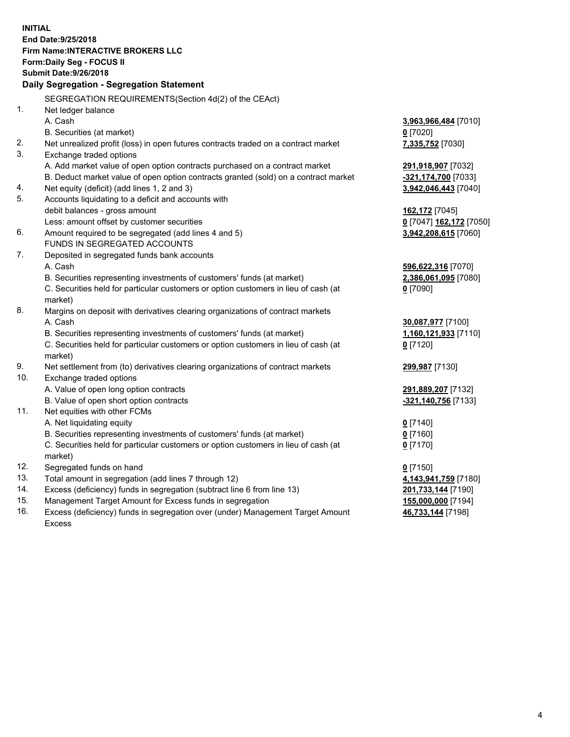**INITIAL**
**End Date:9/25/2018**
**Firm Name:INTERACTIVE BROKERS LLC**
**Form:Daily Seg - FOCUS II**
**Submit Date:9/26/2018**
**Daily Segregation - Segregation Statement**

SEGREGATION REQUIREMENTS(Section 4d(2) of the CEAct)

| | | |
|---|---|---|
| 1. | Net ledger balance | |
| | A. Cash | **3,963,966,484** [7010] |
| | B. Securities (at market) | **0** [7020] |
| 2. | Net unrealized profit (loss) in open futures contracts traded on a contract market | **7,335,752** [7030] |
| 3. | Exchange traded options | |
| | A. Add market value of open option contracts purchased on a contract market | **291,918,907** [7032] |
| | B. Deduct market value of open option contracts granted (sold) on a contract market | **-321,174,700** [7033] |
| 4. | Net equity (deficit) (add lines 1, 2 and 3) | **3,942,046,443** [7040] |
| 5. | Accounts liquidating to a deficit and accounts with | |
| | debit balances - gross amount | **162,172** [7045] |
| | Less: amount offset by customer securities | **0** [7047] **162,172** [7050] |
| 6. | Amount required to be segregated (add lines 4 and 5) | **3,942,208,615** [7060] |
| | FUNDS IN SEGREGATED ACCOUNTS | |
| 7. | Deposited in segregated funds bank accounts | |
| | A. Cash | **596,622,316** [7070] |
| | B. Securities representing investments of customers' funds (at market) | **2,386,061,095** [7080] |
| | C. Securities held for particular customers or option customers in lieu of cash (at market) | **0** [7090] |
| 8. | Margins on deposit with derivatives clearing organizations of contract markets | |
| | A. Cash | **30,087,977** [7100] |
| | B. Securities representing investments of customers' funds (at market) | **1,160,121,933** [7110] |
| | C. Securities held for particular customers or option customers in lieu of cash (at market) | **0** [7120] |
| 9. | Net settlement from (to) derivatives clearing organizations of contract markets | **299,987** [7130] |
| 10. | Exchange traded options | |
| | A. Value of open long option contracts | **291,889,207** [7132] |
| | B. Value of open short option contracts | **-321,140,756** [7133] |
| 11. | Net equities with other FCMs | |
| | A. Net liquidating equity | **0** [7140] |
| | B. Securities representing investments of customers' funds (at market) | **0** [7160] |
| | C. Securities held for particular customers or option customers in lieu of cash (at market) | **0** [7170] |
| 12. | Segregated funds on hand | **0** [7150] |
| 13. | Total amount in segregation (add lines 7 through 12) | **4,143,941,759** [7180] |
| 14. | Excess (deficiency) funds in segregation (subtract line 6 from line 13) | **201,733,144** [7190] |
| 15. | Management Target Amount for Excess funds in segregation | **155,000,000** [7194] |
| 16. | Excess (deficiency) funds in segregation over (under) Management Target Amount Excess | **46,733,144** [7198] |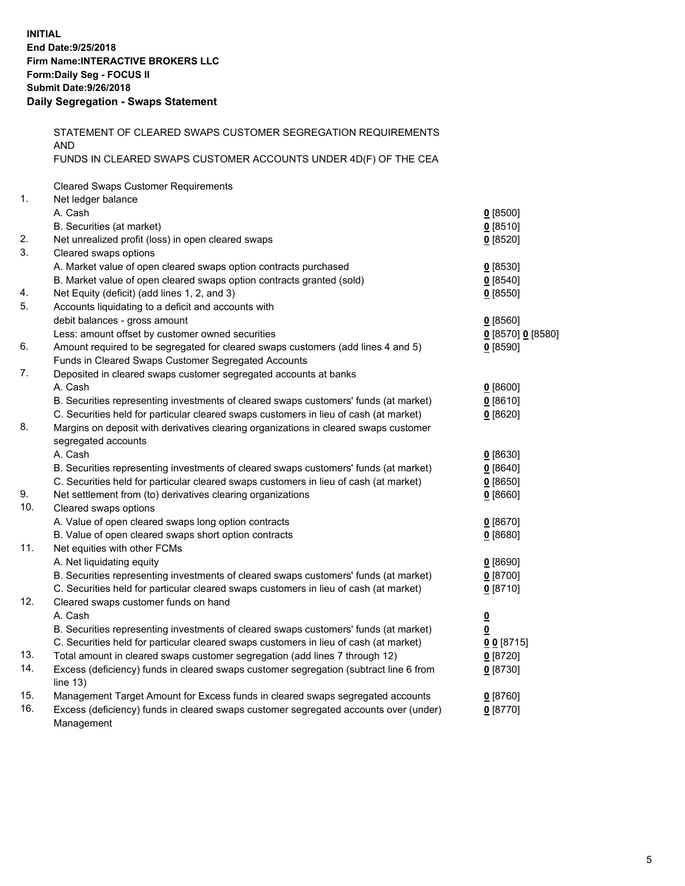**INITIAL**
**End Date:9/25/2018**
**Firm Name:INTERACTIVE BROKERS LLC**
**Form:Daily Seg - FOCUS II**
**Submit Date:9/26/2018**
**Daily Segregation - Swaps Statement**

STATEMENT OF CLEARED SWAPS CUSTOMER SEGREGATION REQUIREMENTS AND FUNDS IN CLEARED SWAPS CUSTOMER ACCOUNTS UNDER 4D(F) OF THE CEA

| | | |
|---|---|---|
| | Cleared Swaps Customer Requirements | |
| 1. | Net ledger balance | |
| | A. Cash | 0 [8500] |
| | B. Securities (at market) | 0 [8510] |
| 2. | Net unrealized profit (loss) in open cleared swaps | 0 [8520] |
| 3. | Cleared swaps options | |
| | A. Market value of open cleared swaps option contracts purchased | 0 [8530] |
| | B. Market value of open cleared swaps option contracts granted (sold) | 0 [8540] |
| 4. | Net Equity (deficit) (add lines 1, 2, and 3) | 0 [8550] |
| 5. | Accounts liquidating to a deficit and accounts with debit balances - gross amount | 0 [8560] |
| | Less: amount offset by customer owned securities | 0 [8570] 0 [8580] |
| 6. | Amount required to be segregated for cleared swaps customers (add lines 4 and 5) | 0 [8590] |
| | Funds in Cleared Swaps Customer Segregated Accounts | |
| 7. | Deposited in cleared swaps customer segregated accounts at banks | |
| | A. Cash | 0 [8600] |
| | B. Securities representing investments of cleared swaps customers' funds (at market) | 0 [8610] |
| | C. Securities held for particular cleared swaps customers in lieu of cash (at market) | 0 [8620] |
| 8. | Margins on deposit with derivatives clearing organizations in cleared swaps customer segregated accounts | |
| | A. Cash | 0 [8630] |
| | B. Securities representing investments of cleared swaps customers' funds (at market) | 0 [8640] |
| | C. Securities held for particular cleared swaps customers in lieu of cash (at market) | 0 [8650] |
| 9. | Net settlement from (to) derivatives clearing organizations | 0 [8660] |
| 10. | Cleared swaps options | |
| | A. Value of open cleared swaps long option contracts | 0 [8670] |
| | B. Value of open cleared swaps short option contracts | 0 [8680] |
| 11. | Net equities with other FCMs | |
| | A. Net liquidating equity | 0 [8690] |
| | B. Securities representing investments of cleared swaps customers' funds (at market) | 0 [8700] |
| | C. Securities held for particular cleared swaps customers in lieu of cash (at market) | 0 [8710] |
| 12. | Cleared swaps customer funds on hand | |
| | A. Cash | 0 |
| | B. Securities representing investments of cleared swaps customers' funds (at market) | 0 |
| | C. Securities held for particular cleared swaps customers in lieu of cash (at market) | 0 0 [8715] |
| 13. | Total amount in cleared swaps customer segregation (add lines 7 through 12) | 0 [8720] |
| 14. | Excess (deficiency) funds in cleared swaps customer segregation (subtract line 6 from line 13) | 0 [8730] |
| 15. | Management Target Amount for Excess funds in cleared swaps segregated accounts | 0 [8760] |
| 16. | Excess (deficiency) funds in cleared swaps customer segregated accounts over (under) Management | 0 [8770] |